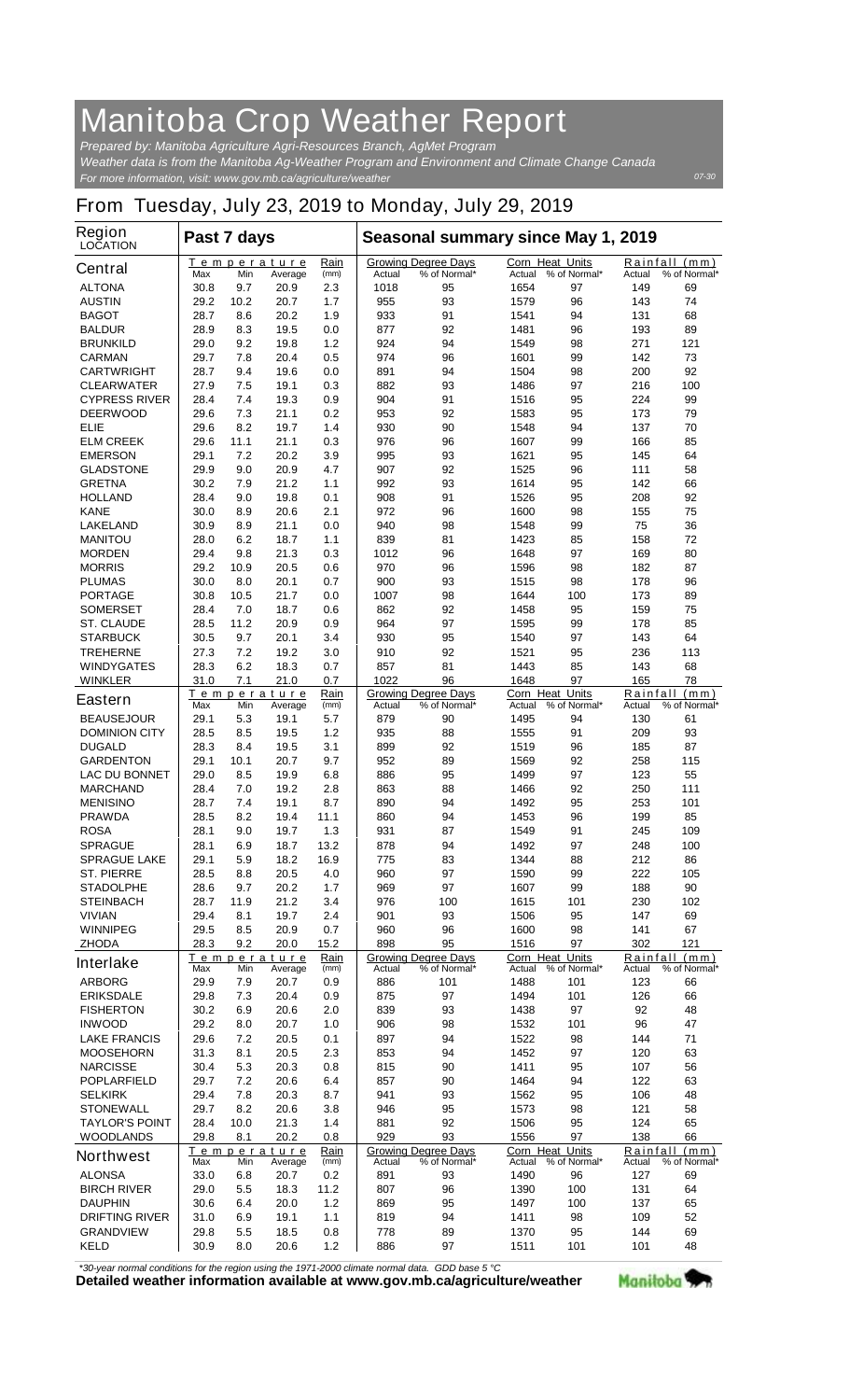# Manitoba Crop Weather Report

*Prepared by: Manitoba Agriculture Agri-Resources Branch, AgMet Program*
*Weather data is from the Manitoba Ag-Weather Program and Environment and Climate Change Canada*
*For more information, visit: www.gov.mb.ca/agriculture/weather*

07-30

## From Tuesday, July 23, 2019 to Monday, July 29, 2019

| Region LOCATION | Past 7 days | | | | Seasonal summary since May 1, 2019 | | | | | |
|---|---|---|---|---|---|---|---|---|---|---|
| | Temperature | | | Rain | Growing Degree Days | | Corn Heat Units | | Rainfall (mm) | |
| **Central** | Max | Min | Average | (mm) | Actual | % of Normal* | Actual | % of Normal* | Actual | % of Normal* |
| ALTONA | 30.8 | 9.7 | 20.9 | 2.3 | 1018 | 95 | 1654 | 97 | 149 | 69 |
| AUSTIN | 29.2 | 10.2 | 20.7 | 1.7 | 955 | 93 | 1579 | 96 | 143 | 74 |
| BAGOT | 28.7 | 8.6 | 20.2 | 1.9 | 933 | 91 | 1541 | 94 | 131 | 68 |
| BALDUR | 28.9 | 8.3 | 19.5 | 0.0 | 877 | 92 | 1481 | 96 | 193 | 89 |
| BRUNKILD | 29.0 | 9.2 | 19.8 | 1.2 | 924 | 94 | 1549 | 98 | 271 | 121 |
| CARMAN | 29.7 | 7.8 | 20.4 | 0.5 | 974 | 96 | 1601 | 99 | 142 | 73 |
| CARTWRIGHT | 28.7 | 9.4 | 19.6 | 0.0 | 891 | 94 | 1504 | 98 | 200 | 92 |
| CLEARWATER | 27.9 | 7.5 | 19.1 | 0.3 | 882 | 93 | 1486 | 97 | 216 | 100 |
| CYPRESS RIVER | 28.4 | 7.4 | 19.3 | 0.9 | 904 | 91 | 1516 | 95 | 224 | 99 |
| DEERWOOD | 29.6 | 7.3 | 21.1 | 0.2 | 953 | 92 | 1583 | 95 | 173 | 79 |
| ELIE | 29.6 | 8.2 | 19.7 | 1.4 | 930 | 90 | 1548 | 94 | 137 | 70 |
| ELM CREEK | 29.6 | 11.1 | 21.1 | 0.3 | 976 | 96 | 1607 | 99 | 166 | 85 |
| EMERSON | 29.1 | 7.2 | 20.2 | 3.9 | 995 | 93 | 1621 | 95 | 145 | 64 |
| GLADSTONE | 29.9 | 9.0 | 20.9 | 4.7 | 907 | 92 | 1525 | 96 | 111 | 58 |
| GRETNA | 30.2 | 7.9 | 21.2 | 1.1 | 992 | 93 | 1614 | 95 | 142 | 66 |
| HOLLAND | 28.4 | 9.0 | 19.8 | 0.1 | 908 | 91 | 1526 | 95 | 208 | 92 |
| KANE | 30.0 | 8.9 | 20.6 | 2.1 | 972 | 96 | 1600 | 98 | 155 | 75 |
| LAKELAND | 30.9 | 8.9 | 21.1 | 0.0 | 940 | 98 | 1548 | 99 | 75 | 36 |
| MANITOU | 28.0 | 6.2 | 18.7 | 1.1 | 839 | 81 | 1423 | 85 | 158 | 72 |
| MORDEN | 29.4 | 9.8 | 21.3 | 0.3 | 1012 | 96 | 1648 | 97 | 169 | 80 |
| MORRIS | 29.2 | 10.9 | 20.5 | 0.6 | 970 | 96 | 1596 | 98 | 182 | 87 |
| PLUMAS | 30.0 | 8.0 | 20.1 | 0.7 | 900 | 93 | 1515 | 98 | 178 | 96 |
| PORTAGE | 30.8 | 10.5 | 21.7 | 0.0 | 1007 | 98 | 1644 | 100 | 173 | 89 |
| SOMERSET | 28.4 | 7.0 | 18.7 | 0.6 | 862 | 92 | 1458 | 95 | 159 | 75 |
| ST. CLAUDE | 28.5 | 11.2 | 20.9 | 0.9 | 964 | 97 | 1595 | 99 | 178 | 85 |
| STARBUCK | 30.5 | 9.7 | 20.1 | 3.4 | 930 | 95 | 1540 | 97 | 143 | 64 |
| TREHERNE | 27.3 | 7.2 | 19.2 | 3.0 | 910 | 92 | 1521 | 95 | 236 | 113 |
| WINDYGATES | 28.3 | 6.2 | 18.3 | 0.7 | 857 | 81 | 1443 | 85 | 143 | 68 |
| WINKLER | 31.0 | 7.1 | 21.0 | 0.7 | 1022 | 96 | 1648 | 97 | 165 | 78 |
| **Eastern** | Max | Min | Average | (mm) | Actual | % of Normal* | Actual | % of Normal* | Actual | % of Normal* |
| BEAUSEJOUR | 29.1 | 5.3 | 19.1 | 5.7 | 879 | 90 | 1495 | 94 | 130 | 61 |
| DOMINION CITY | 28.5 | 8.5 | 19.5 | 1.2 | 935 | 88 | 1555 | 91 | 209 | 93 |
| DUGALD | 28.3 | 8.4 | 19.5 | 3.1 | 899 | 92 | 1519 | 96 | 185 | 87 |
| GARDENTON | 29.1 | 10.1 | 20.7 | 9.7 | 952 | 89 | 1569 | 92 | 258 | 115 |
| LAC DU BONNET | 29.0 | 8.5 | 19.9 | 6.8 | 886 | 95 | 1499 | 97 | 123 | 55 |
| MARCHAND | 28.4 | 7.0 | 19.2 | 2.8 | 863 | 88 | 1466 | 92 | 250 | 111 |
| MENISINO | 28.7 | 7.4 | 19.1 | 8.7 | 890 | 94 | 1492 | 95 | 253 | 101 |
| PRAWDA | 28.5 | 8.2 | 19.4 | 11.1 | 860 | 94 | 1453 | 96 | 199 | 85 |
| ROSA | 28.1 | 9.0 | 19.7 | 1.3 | 931 | 87 | 1549 | 91 | 245 | 109 |
| SPRAGUE | 28.1 | 6.9 | 18.7 | 13.2 | 878 | 94 | 1492 | 97 | 248 | 100 |
| SPRAGUE LAKE | 29.1 | 5.9 | 18.2 | 16.9 | 775 | 83 | 1344 | 88 | 212 | 86 |
| ST. PIERRE | 28.5 | 8.8 | 20.5 | 4.0 | 960 | 97 | 1590 | 99 | 222 | 105 |
| STADOLPHE | 28.6 | 9.7 | 20.2 | 1.7 | 969 | 97 | 1607 | 99 | 188 | 90 |
| STEINBACH | 28.7 | 11.9 | 21.2 | 3.4 | 976 | 100 | 1615 | 101 | 230 | 102 |
| VIVIAN | 29.4 | 8.1 | 19.7 | 2.4 | 901 | 93 | 1506 | 95 | 147 | 69 |
| WINNIPEG | 29.5 | 8.5 | 20.9 | 0.7 | 960 | 96 | 1600 | 98 | 141 | 67 |
| ZHODA | 28.3 | 9.2 | 20.0 | 15.2 | 898 | 95 | 1516 | 97 | 302 | 121 |
| **Interlake** | Max | Min | Average | (mm) | Actual | % of Normal* | Actual | % of Normal* | Actual | % of Normal* |
| ARBORG | 29.9 | 7.9 | 20.7 | 0.9 | 886 | 101 | 1488 | 101 | 123 | 66 |
| ERIKSDALE | 29.8 | 7.3 | 20.4 | 0.9 | 875 | 97 | 1494 | 101 | 126 | 66 |
| FISHERTON | 30.2 | 6.9 | 20.6 | 2.0 | 839 | 93 | 1438 | 97 | 92 | 48 |
| INWOOD | 29.2 | 8.0 | 20.7 | 1.0 | 906 | 98 | 1532 | 101 | 96 | 47 |
| LAKE FRANCIS | 29.6 | 7.2 | 20.5 | 0.1 | 897 | 94 | 1522 | 98 | 144 | 71 |
| MOOSEHORN | 31.3 | 8.1 | 20.5 | 2.3 | 853 | 94 | 1452 | 97 | 120 | 63 |
| NARCISSE | 30.4 | 5.3 | 20.3 | 0.8 | 815 | 90 | 1411 | 95 | 107 | 56 |
| POPLARFIELD | 29.7 | 7.2 | 20.6 | 6.4 | 857 | 90 | 1464 | 94 | 122 | 63 |
| SELKIRK | 29.4 | 7.8 | 20.3 | 8.7 | 941 | 93 | 1562 | 95 | 106 | 48 |
| STONEWALL | 29.7 | 8.2 | 20.6 | 3.8 | 946 | 95 | 1573 | 98 | 121 | 58 |
| TAYLOR'S POINT | 28.4 | 10.0 | 21.3 | 1.4 | 881 | 92 | 1506 | 95 | 124 | 65 |
| WOODLANDS | 29.8 | 8.1 | 20.2 | 0.8 | 929 | 93 | 1556 | 97 | 138 | 66 |
| **Northwest** | Max | Min | Average | (mm) | Actual | % of Normal* | Actual | % of Normal* | Actual | % of Normal* |
| ALONSA | 33.0 | 6.8 | 20.7 | 0.2 | 891 | 93 | 1490 | 96 | 127 | 69 |
| BIRCH RIVER | 29.0 | 5.5 | 18.3 | 11.2 | 807 | 96 | 1390 | 100 | 131 | 64 |
| DAUPHIN | 30.6 | 6.4 | 20.0 | 1.2 | 869 | 95 | 1497 | 100 | 137 | 65 |
| DRIFTING RIVER | 31.0 | 6.9 | 19.1 | 1.1 | 819 | 94 | 1411 | 98 | 109 | 52 |
| GRANDVIEW | 29.8 | 5.5 | 18.5 | 0.8 | 778 | 89 | 1370 | 95 | 144 | 69 |
| KELD | 30.9 | 8.0 | 20.6 | 1.2 | 886 | 97 | 1511 | 101 | 101 | 48 |

*\*30-year normal conditions for the region using the 1971-2000 climate normal data. GDD base 5 °C*

**Detailed weather information available at www.gov.mb.ca/agriculture/weather**

Manitoba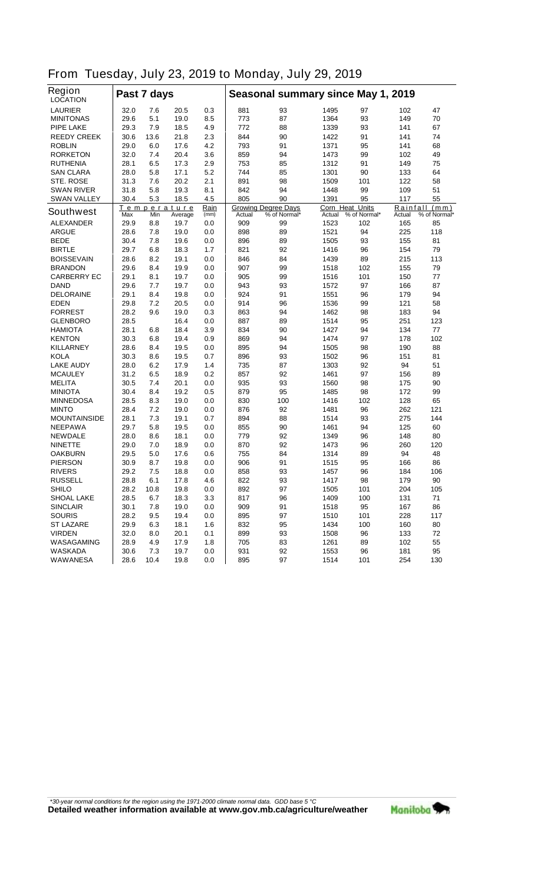## From Tuesday, July 23, 2019 to Monday, July 29, 2019

| Region LOCATION | Past 7 days | | | | Seasonal summary since May 1, 2019 | | | | | |
|---|---|---|---|---|---|---|---|---|---|---|
| LAURIER | 32.0 | 7.6 | 20.5 | 0.3 | 881 | 93 | 1495 | 97 | 102 | 47 |
| MINITONAS | 29.6 | 5.1 | 19.0 | 8.5 | 773 | 87 | 1364 | 93 | 149 | 70 |
| PIPE LAKE | 29.3 | 7.9 | 18.5 | 4.9 | 772 | 88 | 1339 | 93 | 141 | 67 |
| REEDY CREEK | 30.6 | 13.6 | 21.8 | 2.3 | 844 | 90 | 1422 | 91 | 141 | 74 |
| ROBLIN | 29.0 | 6.0 | 17.6 | 4.2 | 793 | 91 | 1371 | 95 | 141 | 68 |
| RORKETON | 32.0 | 7.4 | 20.4 | 3.6 | 859 | 94 | 1473 | 99 | 102 | 49 |
| RUTHENIA | 28.1 | 6.5 | 17.3 | 2.9 | 753 | 85 | 1312 | 91 | 149 | 75 |
| SAN CLARA | 28.0 | 5.8 | 17.1 | 5.2 | 744 | 85 | 1301 | 90 | 133 | 64 |
| STE. ROSE | 31.3 | 7.6 | 20.2 | 2.1 | 891 | 98 | 1509 | 101 | 122 | 58 |
| SWAN RIVER | 31.8 | 5.8 | 19.3 | 8.1 | 842 | 94 | 1448 | 99 | 109 | 51 |
| SWAN VALLEY | 30.4 | 5.3 | 18.5 | 4.5 | 805 | 90 | 1391 | 95 | 117 | 55 |
| **Southwest** | Temperature Max | Temperature Min | Temperature Average | Rain (mm) | Growing Degree Days Actual | Growing Degree Days % of Normal* | Corn Heat Units Actual | Corn Heat Units % of Normal* | Rainfall (mm) Actual | Rainfall (mm) % of Normal* |
| ALEXANDER | 29.9 | 8.8 | 19.7 | 0.0 | 909 | 99 | 1523 | 102 | 165 | 85 |
| ARGUE | 28.6 | 7.8 | 19.0 | 0.0 | 898 | 89 | 1521 | 94 | 225 | 118 |
| BEDE | 30.4 | 7.8 | 19.6 | 0.0 | 896 | 89 | 1505 | 93 | 155 | 81 |
| BIRTLE | 29.7 | 6.8 | 18.3 | 1.7 | 821 | 92 | 1416 | 96 | 154 | 79 |
| BOISSEVAIN | 28.6 | 8.2 | 19.1 | 0.0 | 846 | 84 | 1439 | 89 | 215 | 113 |
| BRANDON | 29.6 | 8.4 | 19.9 | 0.0 | 907 | 99 | 1518 | 102 | 155 | 79 |
| CARBERRY EC | 29.1 | 8.1 | 19.7 | 0.0 | 905 | 99 | 1516 | 101 | 150 | 77 |
| DAND | 29.6 | 7.7 | 19.7 | 0.0 | 943 | 93 | 1572 | 97 | 166 | 87 |
| DELORAINE | 29.1 | 8.4 | 19.8 | 0.0 | 924 | 91 | 1551 | 96 | 179 | 94 |
| EDEN | 29.8 | 7.2 | 20.5 | 0.0 | 914 | 96 | 1536 | 99 | 121 | 58 |
| FORREST | 28.2 | 9.6 | 19.0 | 0.3 | 863 | 94 | 1462 | 98 | 183 | 94 |
| GLENBORO | 28.5 | | 16.4 | 0.0 | 887 | 89 | 1514 | 95 | 251 | 123 |
| HAMIOTA | 28.1 | 6.8 | 18.4 | 3.9 | 834 | 90 | 1427 | 94 | 134 | 77 |
| KENTON | 30.3 | 6.8 | 19.4 | 0.9 | 869 | 94 | 1474 | 97 | 178 | 102 |
| KILLARNEY | 28.6 | 8.4 | 19.5 | 0.0 | 895 | 94 | 1505 | 98 | 190 | 88 |
| KOLA | 30.3 | 8.6 | 19.5 | 0.7 | 896 | 93 | 1502 | 96 | 151 | 81 |
| LAKE AUDY | 28.0 | 6.2 | 17.9 | 1.4 | 735 | 87 | 1303 | 92 | 94 | 51 |
| MCAULEY | 31.2 | 6.5 | 18.9 | 0.2 | 857 | 92 | 1461 | 97 | 156 | 89 |
| MELITA | 30.5 | 7.4 | 20.1 | 0.0 | 935 | 93 | 1560 | 98 | 175 | 90 |
| MINIOTA | 30.4 | 8.4 | 19.2 | 0.5 | 879 | 95 | 1485 | 98 | 172 | 99 |
| MINNEDOSA | 28.5 | 8.3 | 19.0 | 0.0 | 830 | 100 | 1416 | 102 | 128 | 65 |
| MINTO | 28.4 | 7.2 | 19.0 | 0.0 | 876 | 92 | 1481 | 96 | 262 | 121 |
| MOUNTAINSIDE | 28.1 | 7.3 | 19.1 | 0.7 | 894 | 88 | 1514 | 93 | 275 | 144 |
| NEEPAWA | 29.7 | 5.8 | 19.5 | 0.0 | 855 | 90 | 1461 | 94 | 125 | 60 |
| NEWDALE | 28.0 | 8.6 | 18.1 | 0.0 | 779 | 92 | 1349 | 96 | 148 | 80 |
| NINETTE | 29.0 | 7.0 | 18.9 | 0.0 | 870 | 92 | 1473 | 96 | 260 | 120 |
| OAKBURN | 29.5 | 5.0 | 17.6 | 0.6 | 755 | 84 | 1314 | 89 | 94 | 48 |
| PIERSON | 30.9 | 8.7 | 19.8 | 0.0 | 906 | 91 | 1515 | 95 | 166 | 86 |
| RIVERS | 29.2 | 7.5 | 18.8 | 0.0 | 858 | 93 | 1457 | 96 | 184 | 106 |
| RUSSELL | 28.8 | 6.1 | 17.8 | 4.6 | 822 | 93 | 1417 | 98 | 179 | 90 |
| SHILO | 28.2 | 10.8 | 19.8 | 0.0 | 892 | 97 | 1505 | 101 | 204 | 105 |
| SHOAL LAKE | 28.5 | 6.7 | 18.3 | 3.3 | 817 | 96 | 1409 | 100 | 131 | 71 |
| SINCLAIR | 30.1 | 7.8 | 19.0 | 0.0 | 909 | 91 | 1518 | 95 | 167 | 86 |
| SOURIS | 28.2 | 9.5 | 19.4 | 0.0 | 895 | 97 | 1510 | 101 | 228 | 117 |
| ST LAZARE | 29.9 | 6.3 | 18.1 | 1.6 | 832 | 95 | 1434 | 100 | 160 | 80 |
| VIRDEN | 32.0 | 8.0 | 20.1 | 0.1 | 899 | 93 | 1508 | 96 | 133 | 72 |
| WASAGAMING | 28.9 | 4.9 | 17.9 | 1.8 | 705 | 83 | 1261 | 89 | 102 | 55 |
| WASKADA | 30.6 | 7.3 | 19.7 | 0.0 | 931 | 92 | 1553 | 96 | 181 | 95 |
| WAWANESA | 28.6 | 10.4 | 19.8 | 0.0 | 895 | 97 | 1514 | 101 | 254 | 130 |

*30-year normal conditions for the region using the 1971-2000 climate normal data. GDD base 5 °C

**Detailed weather information available at www.gov.mb.ca/agriculture/weather**